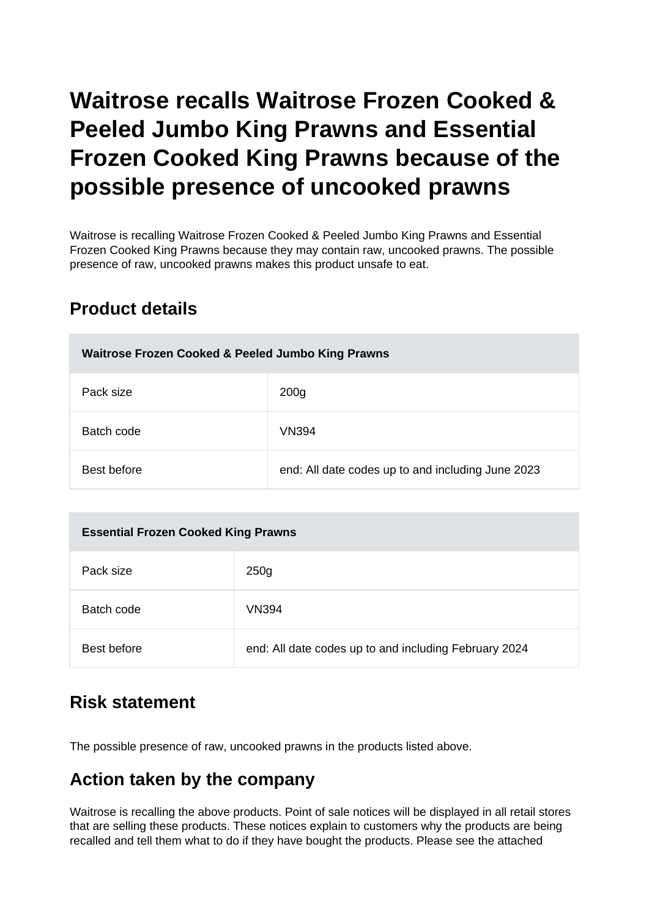# Waitrose recalls Waitrose Frozen Cooked & Peeled Jumbo King Prawns and Essential Frozen Cooked King Prawns because of the possible presence of uncooked prawns

Waitrose is recalling Waitrose Frozen Cooked & Peeled Jumbo King Prawns and Essential Frozen Cooked King Prawns because they may contain raw, uncooked prawns. The possible presence of raw, uncooked prawns makes this product unsafe to eat.

## Product details

| Waitrose Frozen Cooked & Peeled Jumbo King Prawns | |
|---|---|
| Pack size | 200g |
| Batch code | VN394 |
| Best before | end: All date codes up to and including June 2023 |

| Essential Frozen Cooked King Prawns | |
|---|---|
| Pack size | 250g |
| Batch code | VN394 |
| Best before | end: All date codes up to and including February 2024 |

## Risk statement

The possible presence of raw, uncooked prawns in the products listed above.

## Action taken by the company

Waitrose is recalling the above products. Point of sale notices will be displayed in all retail stores that are selling these products. These notices explain to customers why the products are being recalled and tell them what to do if they have bought the products. Please see the attached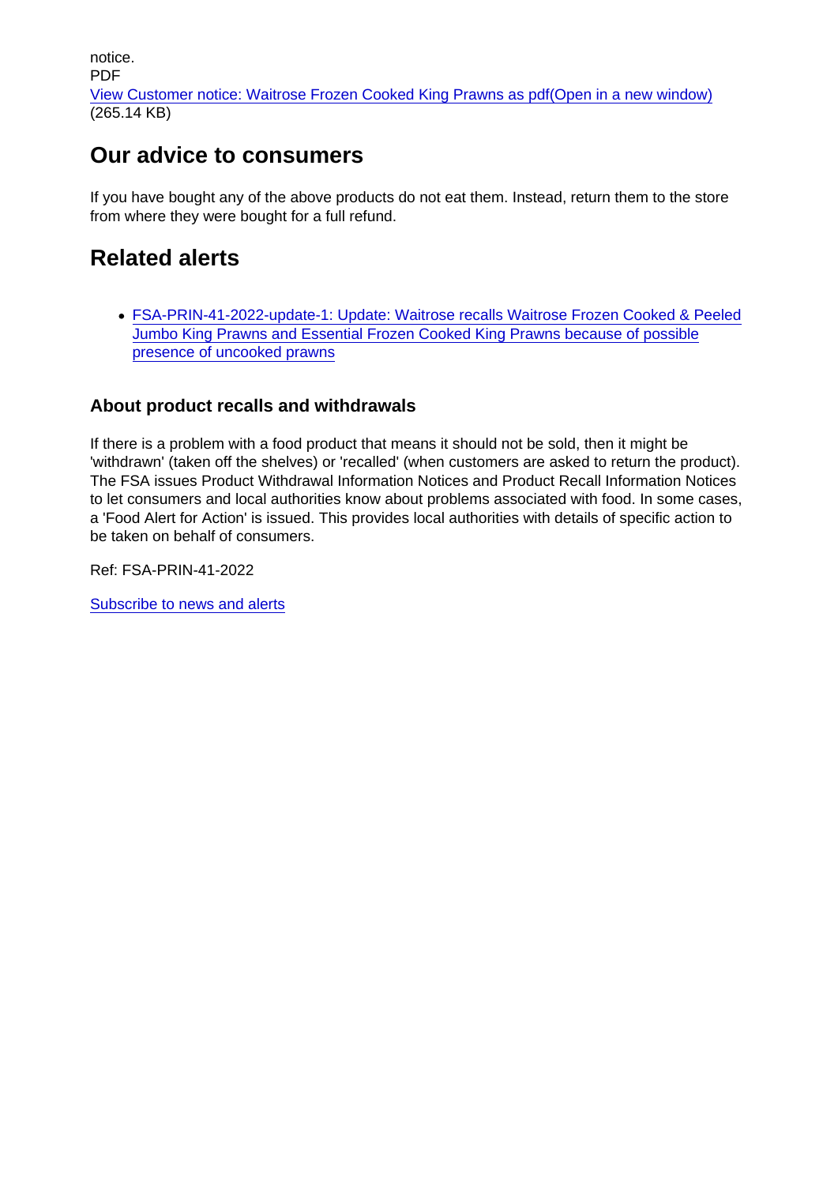notice.
PDF
[View Customer notice: Waitrose Frozen Cooked King Prawns as pdf(Open in a new window)]
(265.14 KB)

## Our advice to consumers

If you have bought any of the above products do not eat them. Instead, return them to the store from where they were bought for a full refund.

## Related alerts

- FSA-PRIN-41-2022-update-1: Update: Waitrose recalls Waitrose Frozen Cooked & Peeled Jumbo King Prawns and Essential Frozen Cooked King Prawns because of possible presence of uncooked prawns

### About product recalls and withdrawals

If there is a problem with a food product that means it should not be sold, then it might be 'withdrawn' (taken off the shelves) or 'recalled' (when customers are asked to return the product). The FSA issues Product Withdrawal Information Notices and Product Recall Information Notices to let consumers and local authorities know about problems associated with food. In some cases, a 'Food Alert for Action' is issued. This provides local authorities with details of specific action to be taken on behalf of consumers.

Ref: FSA-PRIN-41-2022

Subscribe to news and alerts